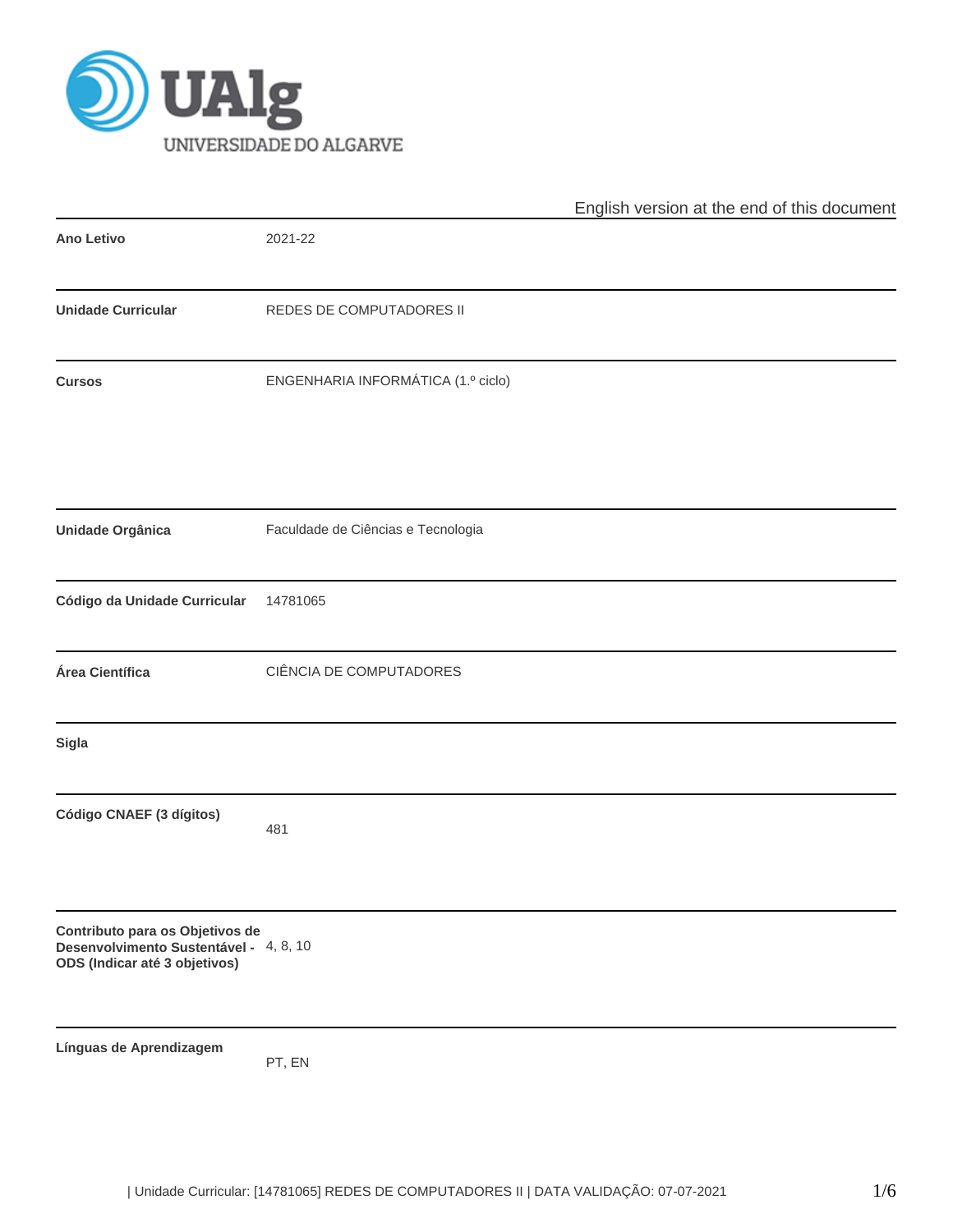English version at the end of this document

| | |
|---|---|
| **Ano Letivo** | 2021-22 |
| **Unidade Curricular** | REDES DE COMPUTADORES II |
| **Cursos** | ENGENHARIA INFORMÁTICA (1.º ciclo) |
| **Unidade Orgânica** | Faculdade de Ciências e Tecnologia |
| **Código da Unidade Curricular** | 14781065 |
| **Área Científica** | CIÊNCIA DE COMPUTADORES |
| **Sigla** | |
| **Código CNAEF (3 dígitos)** | 481 |
| **Contributo para os Objetivos de Desenvolvimento Sustentável - ODS (Indicar até 3 objetivos)** | 4, 8, 10 |
| **Línguas de Aprendizagem** | PT, EN |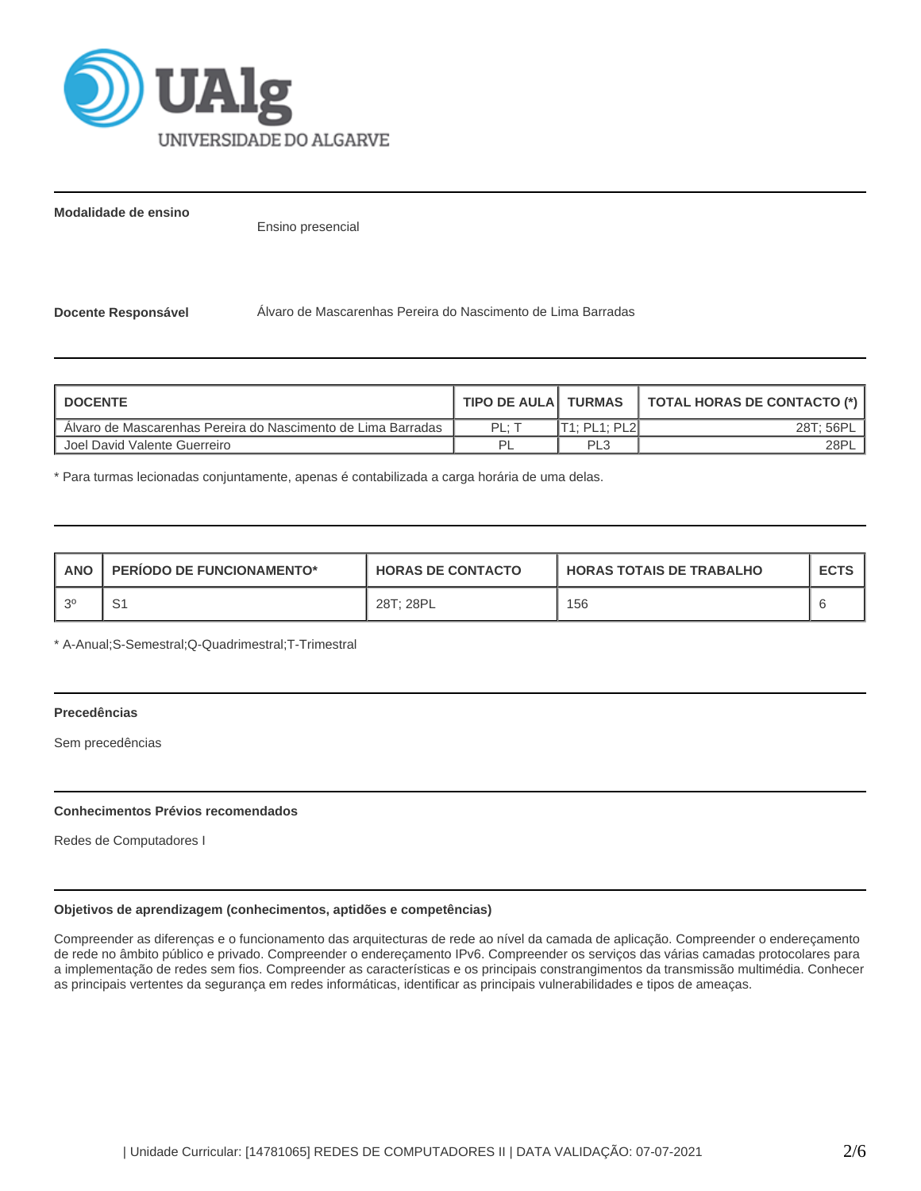**Modalidade de ensino**

Ensino presencial

**Docente Responsável** Álvaro de Mascarenhas Pereira do Nascimento de Lima Barradas

| DOCENTE | TIPO DE AULA | TURMAS | TOTAL HORAS DE CONTACTO (*) |
|---|---|---|---|
| Álvaro de Mascarenhas Pereira do Nascimento de Lima Barradas | PL; T | T1; PL1; PL2 | 28T; 56PL |
| Joel David Valente Guerreiro | PL | PL3 | 28PL |

* Para turmas lecionadas conjuntamente, apenas é contabilizada a carga horária de uma delas.

| ANO | PERÍODO DE FUNCIONAMENTO* | HORAS DE CONTACTO | HORAS TOTAIS DE TRABALHO | ECTS |
|---|---|---|---|---|
| 3º | S1 | 28T; 28PL | 156 | 6 |

* A-Anual;S-Semestral;Q-Quadrimestral;T-Trimestral

**Precedências**

Sem precedências

**Conhecimentos Prévios recomendados**

Redes de Computadores I

**Objetivos de aprendizagem (conhecimentos, aptidões e competências)**

Compreender as diferenças e o funcionamento das arquitecturas de rede ao nível da camada de aplicação. Compreender o endereçamento de rede no âmbito público e privado. Compreender o endereçamento IPv6. Compreender os serviços das várias camadas protocolares para a implementação de redes sem fios. Compreender as características e os principais constrangimentos da transmissão multimédia. Conhecer as principais vertentes da segurança em redes informáticas, identificar as principais vulnerabilidades e tipos de ameaças.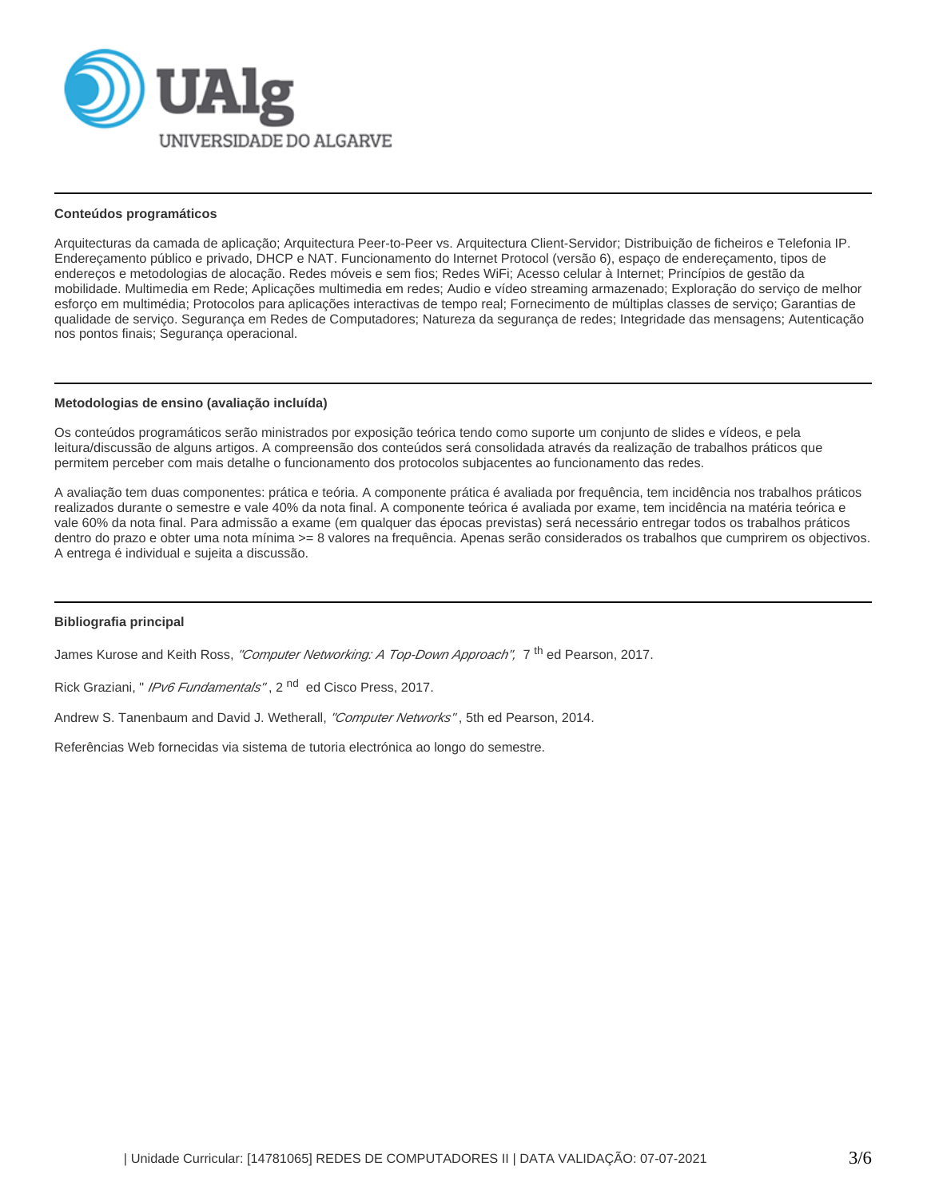## Conteúdos programáticos

Arquitecturas da camada de aplicação; Arquitectura Peer-to-Peer vs. Arquitectura Client-Servidor; Distribuição de ficheiros e Telefonia IP. Endereçamento público e privado, DHCP e NAT. Funcionamento do Internet Protocol (versão 6), espaço de endereçamento, tipos de endereços e metodologias de alocação. Redes móveis e sem fios; Redes WiFi; Acesso celular à Internet; Princípios de gestão da mobilidade. Multimedia em Rede; Aplicações multimedia em redes; Audio e vídeo streaming armazenado; Exploração do serviço de melhor esforço em multimédia; Protocolos para aplicações interactivas de tempo real; Fornecimento de múltiplas classes de serviço; Garantias de qualidade de serviço. Segurança em Redes de Computadores; Natureza da segurança de redes; Integridade das mensagens; Autenticação nos pontos finais; Segurança operacional.

## Metodologias de ensino (avaliação incluída)

Os conteúdos programáticos serão ministrados por exposição teórica tendo como suporte um conjunto de slides e vídeos, e pela leitura/discussão de alguns artigos. A compreensão dos conteúdos será consolidada através da realização de trabalhos práticos que permitem perceber com mais detalhe o funcionamento dos protocolos subjacentes ao funcionamento das redes.

A avaliação tem duas componentes: prática e teória. A componente prática é avaliada por frequência, tem incidência nos trabalhos práticos realizados durante o semestre e vale 40% da nota final. A componente teórica é avaliada por exame, tem incidência na matéria teórica e vale 60% da nota final. Para admissão a exame (em qualquer das épocas previstas) será necessário entregar todos os trabalhos práticos dentro do prazo e obter uma nota mínima >= 8 valores na frequência. Apenas serão considerados os trabalhos que cumprirem os objectivos. A entrega é individual e sujeita a discussão.

## Bibliografia principal

James Kurose and Keith Ross, *"Computer Networking: A Top-Down Approach",* 7 th ed Pearson, 2017.

Rick Graziani, " *IPv6 Fundamentals"* , 2 nd ed Cisco Press, 2017.

Andrew S. Tanenbaum and David J. Wetherall, *"Computer Networks"* , 5th ed Pearson, 2014.

Referências Web fornecidas via sistema de tutoria electrónica ao longo do semestre.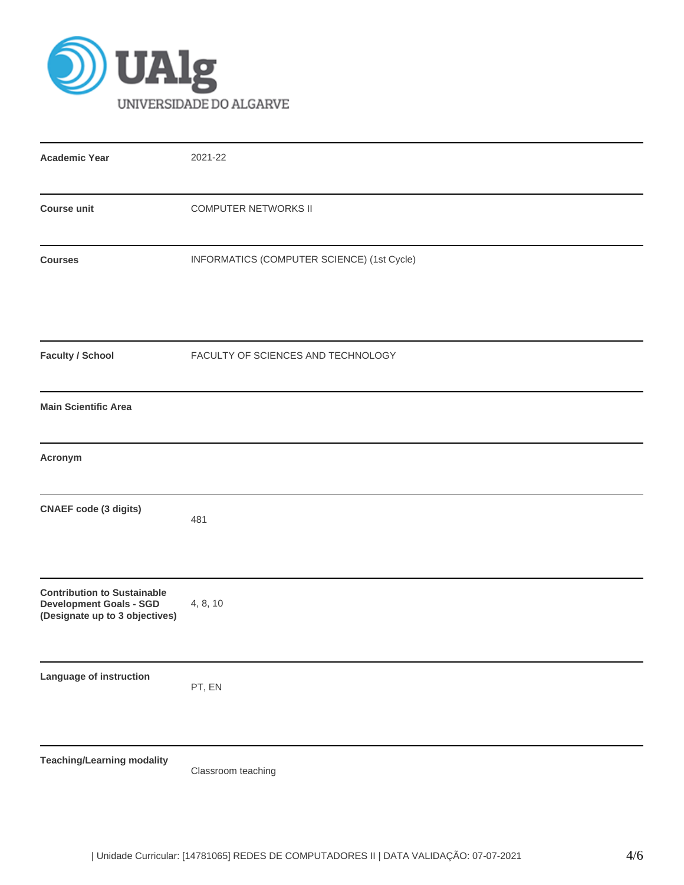| | |
|---|---|
| **Academic Year** | 2021-22 |
| **Course unit** | COMPUTER NETWORKS II |
| **Courses** | INFORMATICS (COMPUTER SCIENCE) (1st Cycle) |
| **Faculty / School** | FACULTY OF SCIENCES AND TECHNOLOGY |
| **Main Scientific Area** | |
| **Acronym** | |
| **CNAEF code (3 digits)** | 481 |
| **Contribution to Sustainable Development Goals - SGD (Designate up to 3 objectives)** | 4, 8, 10 |
| **Language of instruction** | PT, EN |
| **Teaching/Learning modality** | Classroom teaching |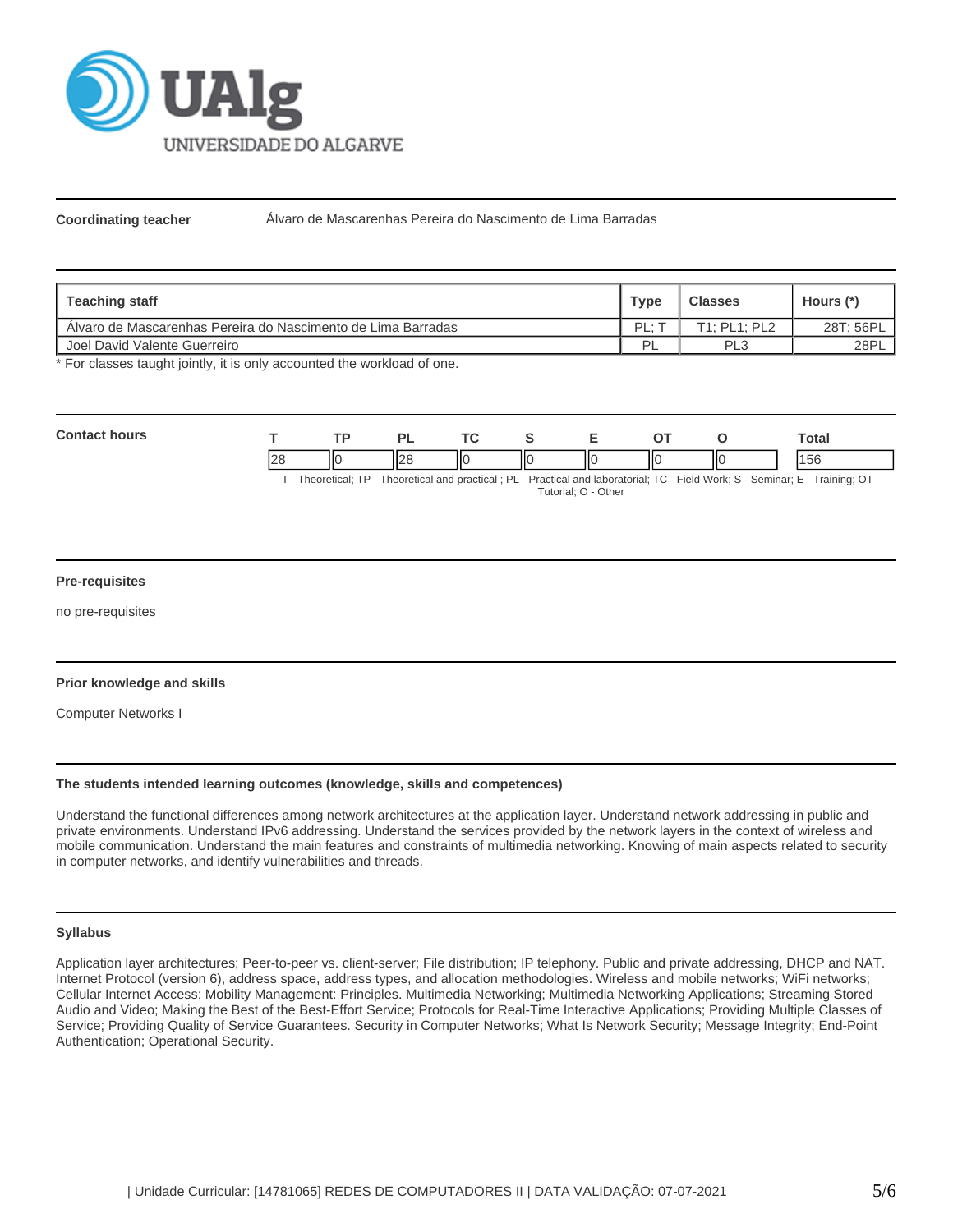**Coordinating teacher** Álvaro de Mascarenhas Pereira do Nascimento de Lima Barradas

| Teaching staff | Type | Classes | Hours (*) |
|---|---|---|---|
| Álvaro de Mascarenhas Pereira do Nascimento de Lima Barradas | PL; T | T1; PL1; PL2 | 28T; 56PL |
| Joel David Valente Guerreiro | PL | PL3 | 28PL |

* For classes taught jointly, it is only accounted the workload of one.

**Contact hours**

| T | TP | PL | TC | S | E | OT | O | Total |
|---|---|---|---|---|---|---|---|---|
| 28 | 0 | 28 | 0 | 0 | 0 | 0 | 0 | 156 |

T - Theoretical; TP - Theoretical and practical ; PL - Practical and laboratorial; TC - Field Work; S - Seminar; E - Training; OT - Tutorial; O - Other

### Pre-requisites

no pre-requisites

### Prior knowledge and skills

Computer Networks I

### The students intended learning outcomes (knowledge, skills and competences)

Understand the functional differences among network architectures at the application layer. Understand network addressing in public and private environments. Understand IPv6 addressing. Understand the services provided by the network layers in the context of wireless and mobile communication. Understand the main features and constraints of multimedia networking. Knowing of main aspects related to security in computer networks, and identify vulnerabilities and threads.

### Syllabus

Application layer architectures; Peer-to-peer vs. client-server; File distribution; IP telephony. Public and private addressing, DHCP and NAT. Internet Protocol (version 6), address space, address types, and allocation methodologies. Wireless and mobile networks; WiFi networks; Cellular Internet Access; Mobility Management: Principles. Multimedia Networking; Multimedia Networking Applications; Streaming Stored Audio and Video; Making the Best of the Best-Effort Service; Protocols for Real-Time Interactive Applications; Providing Multiple Classes of Service; Providing Quality of Service Guarantees. Security in Computer Networks; What Is Network Security; Message Integrity; End-Point Authentication; Operational Security.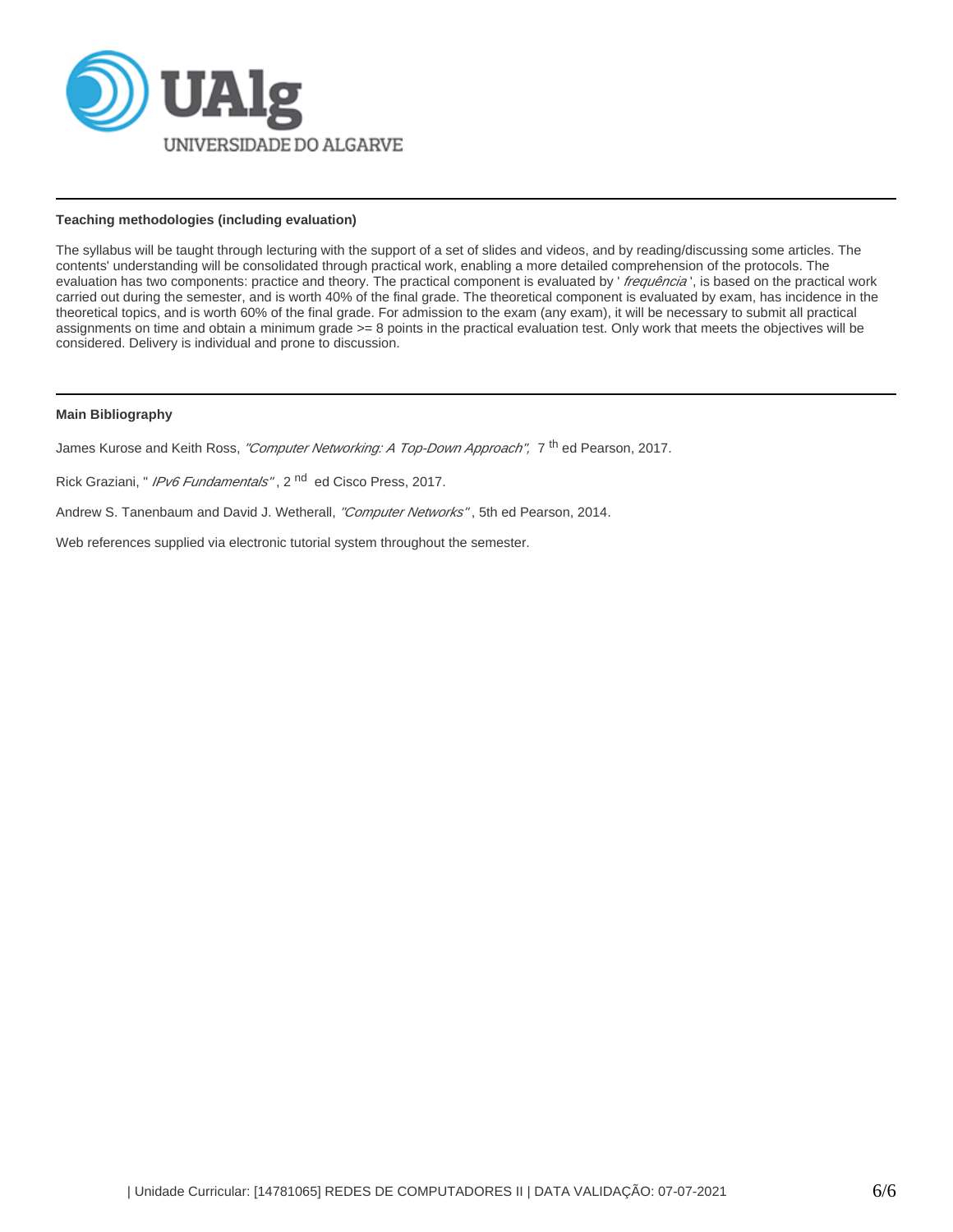**Teaching methodologies (including evaluation)**

The syllabus will be taught through lecturing with the support of a set of slides and videos, and by reading/discussing some articles. The contents' understanding will be consolidated through practical work, enabling a more detailed comprehension of the protocols. The evaluation has two components: practice and theory. The practical component is evaluated by ' *frequência* ', is based on the practical work carried out during the semester, and is worth 40% of the final grade. The theoretical component is evaluated by exam, has incidence in the theoretical topics, and is worth 60% of the final grade. For admission to the exam (any exam), it will be necessary to submit all practical assignments on time and obtain a minimum grade >= 8 points in the practical evaluation test. Only work that meets the objectives will be considered. Delivery is individual and prone to discussion.

**Main Bibliography**

James Kurose and Keith Ross, *"Computer Networking: A Top-Down Approach",* 7th ed Pearson, 2017.

Rick Graziani, " *IPv6 Fundamentals"* , 2nd ed Cisco Press, 2017.

Andrew S. Tanenbaum and David J. Wetherall, *"Computer Networks"* , 5th ed Pearson, 2014.

Web references supplied via electronic tutorial system throughout the semester.